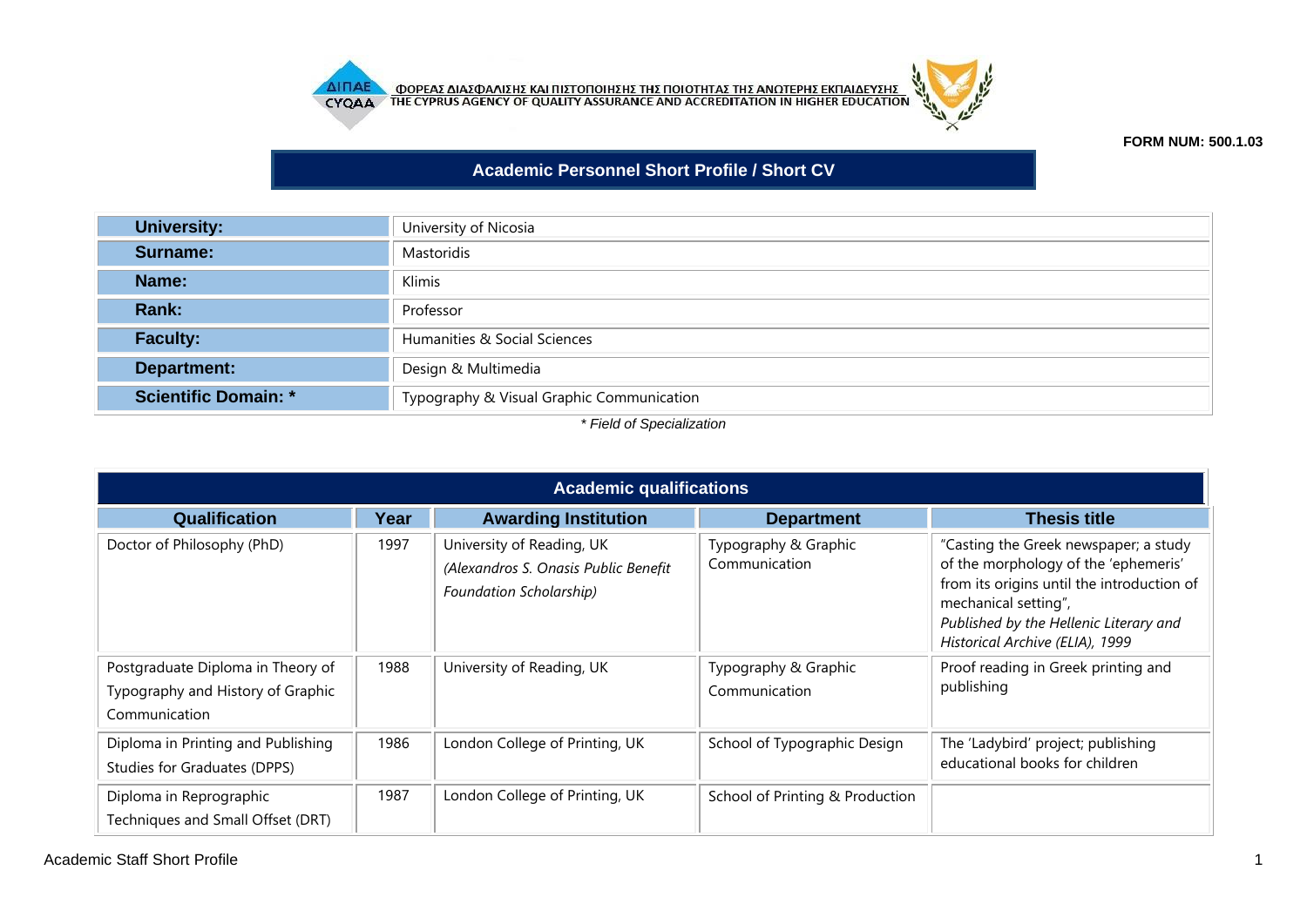ΦΟΡΕΑΣ ΔΙΑΣΦΑΛΙΣΗΣ ΚΑΙ ΠΙΣΤΟΠΟΙΗΣΗΣ ΤΗΣ ΠΟΙΟΤΗΤΑΣ ΤΗΣ ΑΝΩΤΕΡΗΣ ΕΚΠΑΙΔΕΥΣΗΣ
THE CYPRUS AGENCY OF QUALITY ASSURANCE AND ACCREDITATION IN HIGHER EDUCATION

**FORM NUM: 500.1.03**

# Academic Personnel Short Profile / Short CV

| | |
|---|---|
| **University:** | University of Nicosia |
| **Surname:** | Mastoridis |
| **Name:** | Klimis |
| **Rank:** | Professor |
| **Faculty:** | Humanities & Social Sciences |
| **Department:** | Design & Multimedia |
| **Scientific Domain: *** | Typography & Visual Graphic Communication |

*\* Field of Specialization*

## Academic qualifications

| Qualification | Year | Awarding Institution | Department | Thesis title |
|---|---|---|---|---|
| Doctor of Philosophy (PhD) | 1997 | University of Reading, UK *(Alexandros S. Onasis Public Benefit Foundation Scholarship)* | Typography & Graphic Communication | "Casting the Greek newspaper; a study of the morphology of the 'ephemeris' from its origins until the introduction of mechanical setting", *Published by the Hellenic Literary and Historical Archive (ELIA), 1999* |
| Postgraduate Diploma in Theory of Typography and History of Graphic Communication | 1988 | University of Reading, UK | Typography & Graphic Communication | Proof reading in Greek printing and publishing |
| Diploma in Printing and Publishing Studies for Graduates (DPPS) | 1986 | London College of Printing, UK | School of Typographic Design | The 'Ladybird' project; publishing educational books for children |
| Diploma in Reprographic Techniques and Small Offset (DRT) | 1987 | London College of Printing, UK | School of Printing & Production | |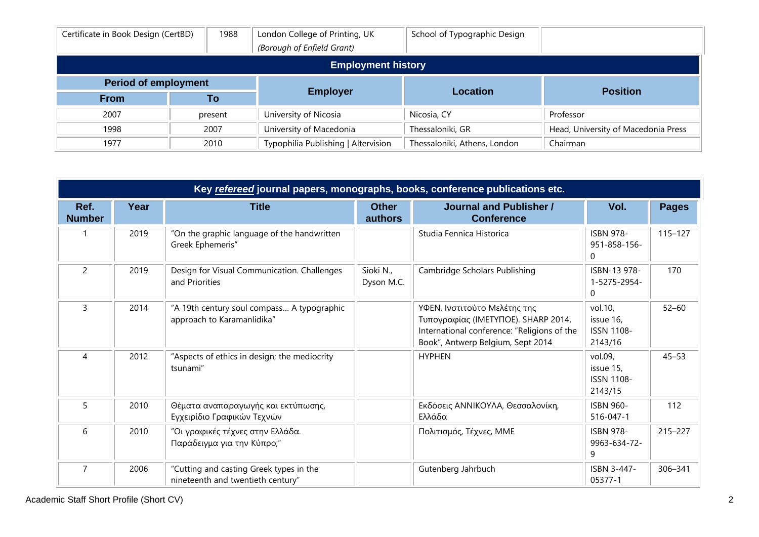| Certificate in Book Design (CertBD) | 1988 | London College of Printing, UK *(Borough of Enfield Grant)* | School of Typographic Design | |
|---|---|---|---|---|

## Employment history

| Period of employment | | Employer | Location | Position |
|---|---|---|---|---|
| **From** | **To** | | | |
| 2007 | present | University of Nicosia | Nicosia, CY | Professor |
| 1998 | 2007 | University of Macedonia | Thessaloniki, GR | Head, University of Macedonia Press |
| 1977 | 2010 | Typophilia Publishing \| Altervision | Thessaloniki, Athens, London | Chairman |

## Key *refereed* journal papers, monographs, books, conference publications etc.

| Ref. Number | Year | Title | Other authors | Journal and Publisher / Conference | Vol. | Pages |
|---|---|---|---|---|---|---|
| 1 | 2019 | "On the graphic language of the handwritten Greek Ephemeris" | | Studia Fennica Historica | ISBN 978-951-858-156-0 | 115–127 |
| 2 | 2019 | Design for Visual Communication. Challenges and Priorities | Sioki N., Dyson M.C. | Cambridge Scholars Publishing | ISBN-13 978-1-5275-2954-0 | 170 |
| 3 | 2014 | "A 19th century soul compass… A typographic approach to Karamanlidika" | | ΥΦΕΝ, Ινστιτούτο Μελέτης της Τυπογραφίας (ΙΜΕΤΥΠΟΕ). SHARP 2014, International conference: "Religions of the Book", Antwerp Belgium, Sept 2014 | vol.10, issue 16, ISSN 1108-2143/16 | 52–60 |
| 4 | 2012 | "Aspects of ethics in design; the mediocrity tsunami" | | HYPHEN | vol.09, issue 15, ISSN 1108-2143/15 | 45–53 |
| 5 | 2010 | Θέματα αναπαραγωγής και εκτύπωσης, Εγχειρίδιο Γραφικών Τεχνών | | Εκδόσεις ΑΝΝΙΚΟΥΛΑ, Θεσσαλονίκη, Ελλάδα | ISBN 960-516-047-1 | 112 |
| 6 | 2010 | "Οι γραφικές τέχνες στην Ελλάδα. Παράδειγμα για την Κύπρο;" | | Πολιτισμός, Τέχνες, ΜΜΕ | ISBN 978-9963-634-72-9 | 215–227 |
| 7 | 2006 | "Cutting and casting Greek types in the nineteenth and twentieth century" | | Gutenberg Jahrbuch | ISBN 3-447-05377-1 | 306–341 |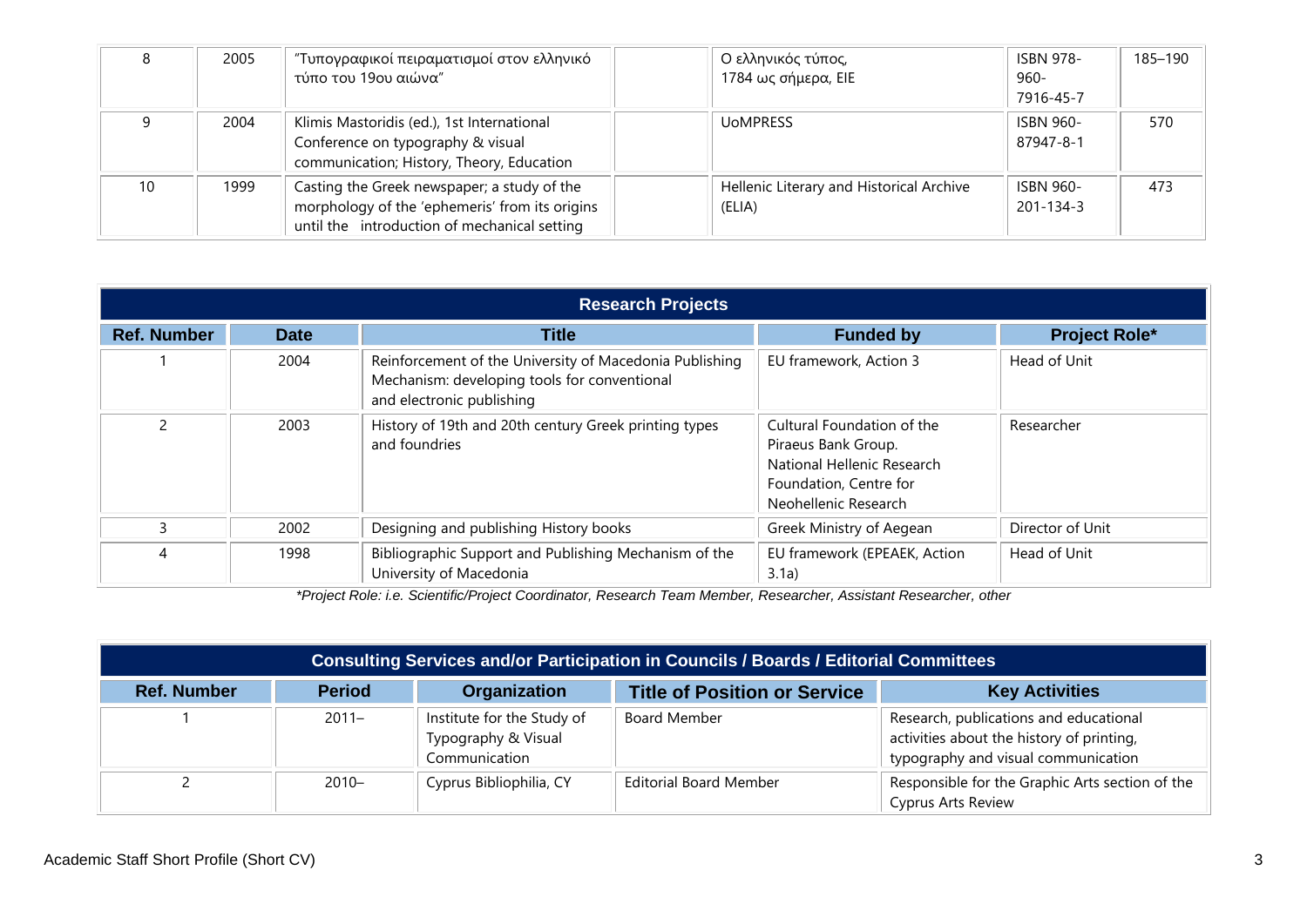| | | | | | | |
|---|---|---|---|---|---|---|
| 8 | 2005 | "Τυπογραφικοί πειραματισμοί στον ελληνικό τύπο του 19ου αιώνα" | | Ο ελληνικός τύπος, 1784 ως σήμερα, ΕΙΕ | ISBN 978-960-7916-45-7 | 185–190 |
| 9 | 2004 | Klimis Mastoridis (ed.), 1st International Conference on typography & visual communication; History, Theory, Education | | UoMPRESS | ISBN 960-87947-8-1 | 570 |
| 10 | 1999 | Casting the Greek newspaper; a study of the morphology of the 'ephemeris' from its origins until the introduction of mechanical setting | | Hellenic Literary and Historical Archive (ELIA) | ISBN 960-201-134-3 | 473 |

## Research Projects

| Ref. Number | Date | Title | Funded by | Project Role* |
|---|---|---|---|---|
| 1 | 2004 | Reinforcement of the University of Macedonia Publishing Mechanism: developing tools for conventional and electronic publishing | EU framework, Action 3 | Head of Unit |
| 2 | 2003 | History of 19th and 20th century Greek printing types and foundries | Cultural Foundation of the Piraeus Bank Group. National Hellenic Research Foundation, Centre for Neohellenic Research | Researcher |
| 3 | 2002 | Designing and publishing History books | Greek Ministry of Aegean | Director of Unit |
| 4 | 1998 | Bibliographic Support and Publishing Mechanism of the University of Macedonia | EU framework (EPEAEK, Action 3.1a) | Head of Unit |

*\*Project Role: i.e. Scientific/Project Coordinator, Research Team Member, Researcher, Assistant Researcher, other*

## Consulting Services and/or Participation in Councils / Boards / Editorial Committees

| Ref. Number | Period | Organization | Title of Position or Service | Key Activities |
|---|---|---|---|---|
| 1 | 2011– | Institute for the Study of Typography & Visual Communication | Board Member | Research, publications and educational activities about the history of printing, typography and visual communication |
| 2 | 2010– | Cyprus Bibliophilia, CY | Editorial Board Member | Responsible for the Graphic Arts section of the Cyprus Arts Review |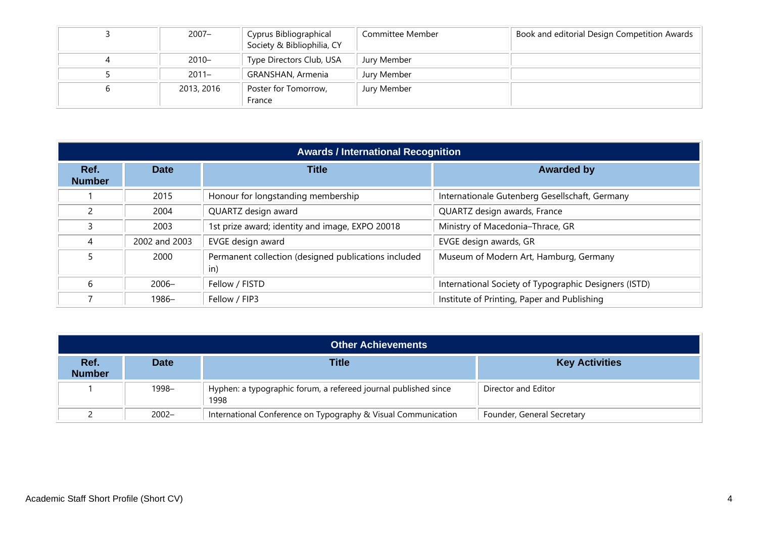| | | | | |
|---|---|---|---|---|
| 3 | 2007– | Cyprus Bibliographical Society & Bibliophilia, CY | Committee Member | Book and editorial Design Competition Awards |
| 4 | 2010– | Type Directors Club, USA | Jury Member | |
| 5 | 2011– | GRANSHAN, Armenia | Jury Member | |
| 6 | 2013, 2016 | Poster for Tomorrow, France | Jury Member | |

## Awards / International Recognition

| Ref. Number | Date | Title | Awarded by |
|---|---|---|---|
| 1 | 2015 | Honour for longstanding membership | Internationale Gutenberg Gesellschaft, Germany |
| 2 | 2004 | QUARTZ design award | QUARTZ design awards, France |
| 3 | 2003 | 1st prize award; identity and image, EXPO 20018 | Ministry of Macedonia–Thrace, GR |
| 4 | 2002 and 2003 | EVGE design award | EVGE design awards, GR |
| 5 | 2000 | Permanent collection (designed publications included in) | Museum of Modern Art, Hamburg, Germany |
| 6 | 2006– | Fellow / FISTD | International Society of Typographic Designers (ISTD) |
| 7 | 1986– | Fellow / FIP3 | Institute of Printing, Paper and Publishing |

## Other Achievements

| Ref. Number | Date | Title | Key Activities |
|---|---|---|---|
| 1 | 1998– | Hyphen: a typographic forum, a refereed journal published since 1998 | Director and Editor |
| 2 | 2002– | International Conference on Typography & Visual Communication | Founder, General Secretary |